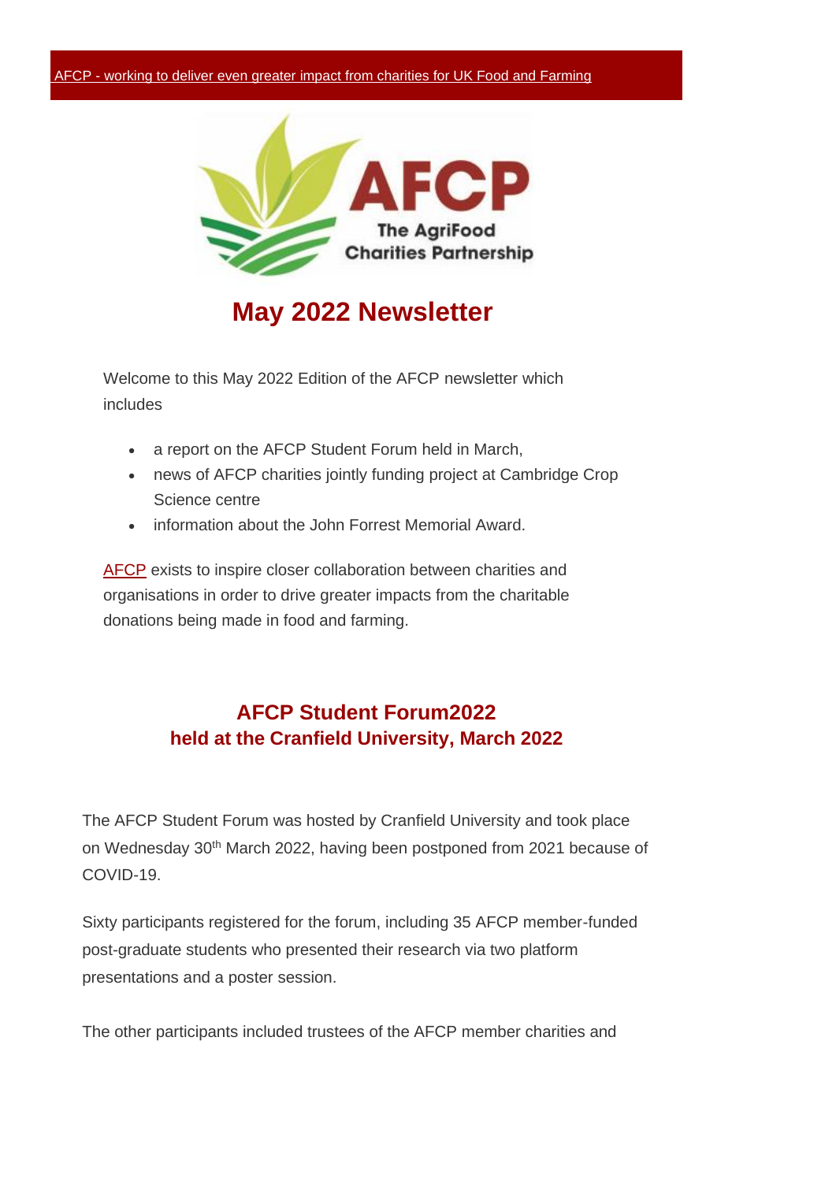AFCP - working to deliver even greater impact from charities for UK Food and Farming

AFCP
The AgriFood Charities Partnership

# May 2022 Newsletter

Welcome to this May 2022 Edition of the AFCP newsletter which includes

- a report on the AFCP Student Forum held in March,
- news of AFCP charities jointly funding project at Cambridge Crop Science centre
- information about the John Forrest Memorial Award.

AFCP exists to inspire closer collaboration between charities and organisations in order to drive greater impacts from the charitable donations being made in food and farming.

## AFCP Student Forum2022
### held at the Cranfield University, March 2022

The AFCP Student Forum was hosted by Cranfield University and took place on Wednesday 30th March 2022, having been postponed from 2021 because of COVID-19.

Sixty participants registered for the forum, including 35 AFCP member-funded post-graduate students who presented their research via two platform presentations and a poster session.

The other participants included trustees of the AFCP member charities and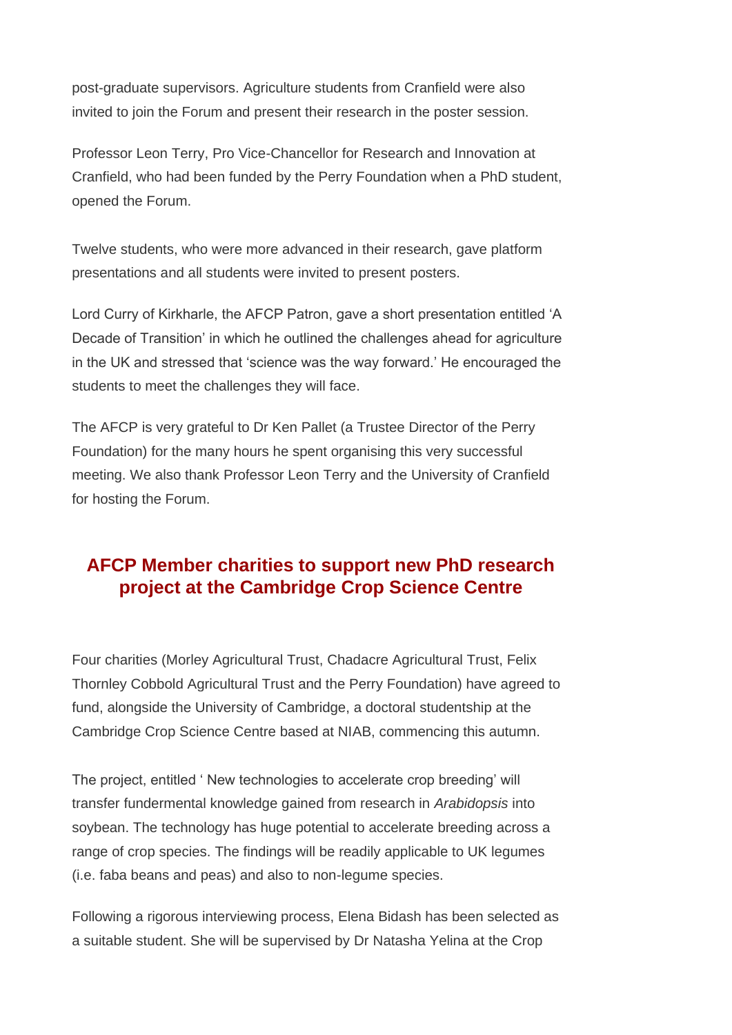post-graduate supervisors. Agriculture students from Cranfield were also invited to join the Forum and present their research in the poster session.

Professor Leon Terry, Pro Vice-Chancellor for Research and Innovation at Cranfield, who had been funded by the Perry Foundation when a PhD student, opened the Forum.

Twelve students, who were more advanced in their research, gave platform presentations and all students were invited to present posters.

Lord Curry of Kirkharle, the AFCP Patron, gave a short presentation entitled 'A Decade of Transition' in which he outlined the challenges ahead for agriculture in the UK and stressed that 'science was the way forward.' He encouraged the students to meet the challenges they will face.

The AFCP is very grateful to Dr Ken Pallet (a Trustee Director of the Perry Foundation) for the many hours he spent organising this very successful meeting. We also thank Professor Leon Terry and the University of Cranfield for hosting the Forum.

## AFCP Member charities to support new PhD research project at the Cambridge Crop Science Centre

Four charities (Morley Agricultural Trust, Chadacre Agricultural Trust, Felix Thornley Cobbold Agricultural Trust and the Perry Foundation) have agreed to fund, alongside the University of Cambridge, a doctoral studentship at the Cambridge Crop Science Centre based at NIAB, commencing this autumn.

The project, entitled ' New technologies to accelerate crop breeding' will transfer fundermental knowledge gained from research in *Arabidopsis* into soybean. The technology has huge potential to accelerate breeding across a range of crop species. The findings will be readily applicable to UK legumes (i.e. faba beans and peas) and also to non-legume species.

Following a rigorous interviewing process, Elena Bidash has been selected as a suitable student. She will be supervised by Dr Natasha Yelina at the Crop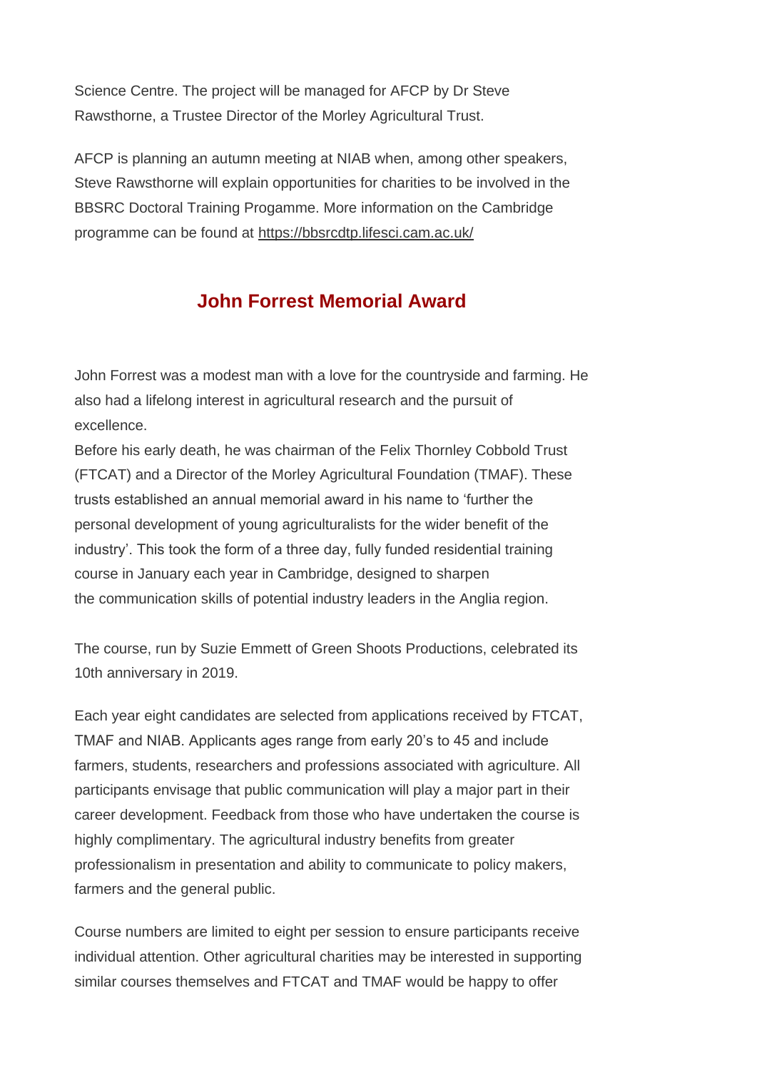Science Centre. The project will be managed for AFCP by Dr Steve Rawsthorne, a Trustee Director of the Morley Agricultural Trust.

AFCP is planning an autumn meeting at NIAB when, among other speakers, Steve Rawsthorne will explain opportunities for charities to be involved in the BBSRC Doctoral Training Progamme. More information on the Cambridge programme can be found at https://bbsrcdtp.lifesci.cam.ac.uk/

## John Forrest Memorial Award

John Forrest was a modest man with a love for the countryside and farming. He also had a lifelong interest in agricultural research and the pursuit of excellence.

Before his early death, he was chairman of the Felix Thornley Cobbold Trust (FTCAT) and a Director of the Morley Agricultural Foundation (TMAF). These trusts established an annual memorial award in his name to 'further the personal development of young agriculturalists for the wider benefit of the industry'. This took the form of a three day, fully funded residential training course in January each year in Cambridge, designed to sharpen the communication skills of potential industry leaders in the Anglia region.

The course, run by Suzie Emmett of Green Shoots Productions, celebrated its 10th anniversary in 2019.

Each year eight candidates are selected from applications received by FTCAT, TMAF and NIAB. Applicants ages range from early 20's to 45 and include farmers, students, researchers and professions associated with agriculture. All participants envisage that public communication will play a major part in their career development. Feedback from those who have undertaken the course is highly complimentary. The agricultural industry benefits from greater professionalism in presentation and ability to communicate to policy makers, farmers and the general public.

Course numbers are limited to eight per session to ensure participants receive individual attention. Other agricultural charities may be interested in supporting similar courses themselves and FTCAT and TMAF would be happy to offer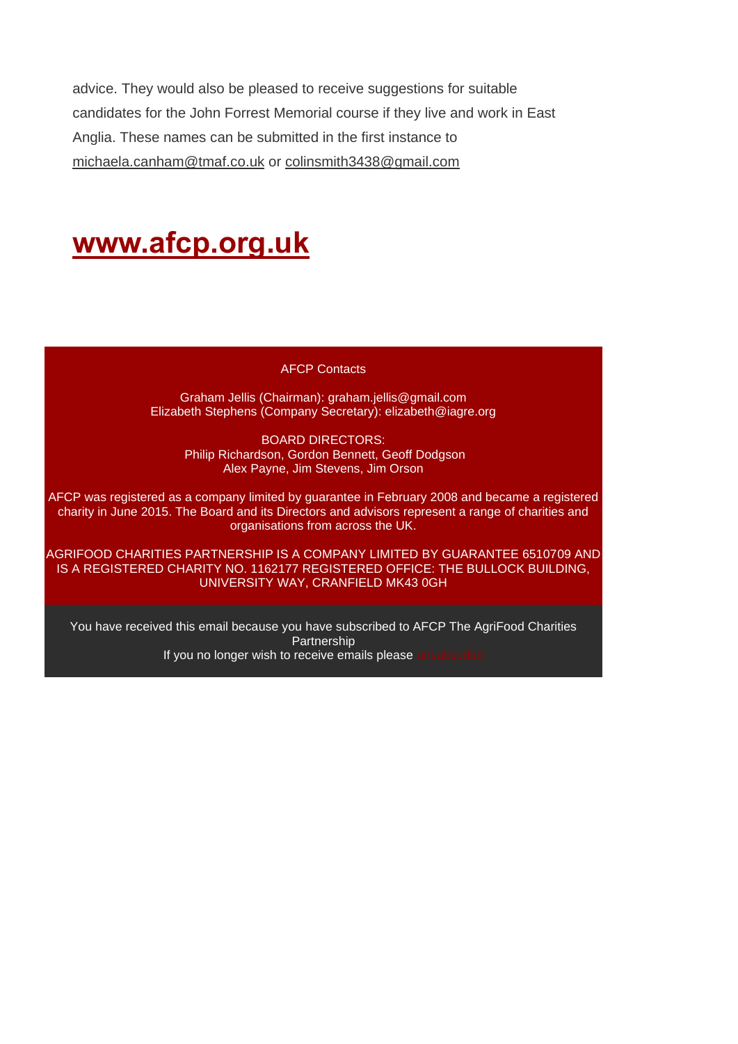advice. They would also be pleased to receive suggestions for suitable candidates for the John Forrest Memorial course if they live and work in East Anglia. These names can be submitted in the first instance to michaela.canham@tmaf.co.uk or colinsmith3438@gmail.com

## www.afcp.org.uk

AFCP Contacts

Graham Jellis (Chairman): graham.jellis@gmail.com
Elizabeth Stephens (Company Secretary): elizabeth@iagre.org

BOARD DIRECTORS:
Philip Richardson, Gordon Bennett, Geoff Dodgson
Alex Payne, Jim Stevens, Jim Orson

AFCP was registered as a company limited by guarantee in February 2008 and became a registered charity in June 2015. The Board and its Directors and advisors represent a range of charities and organisations from across the UK.

AGRIFOOD CHARITIES PARTNERSHIP IS A COMPANY LIMITED BY GUARANTEE 6510709 AND IS A REGISTERED CHARITY NO. 1162177 REGISTERED OFFICE: THE BULLOCK BUILDING, UNIVERSITY WAY, CRANFIELD MK43 0GH

You have received this email because you have subscribed to AFCP The AgriFood Charities Partnership
If you no longer wish to receive emails please unsubscribe